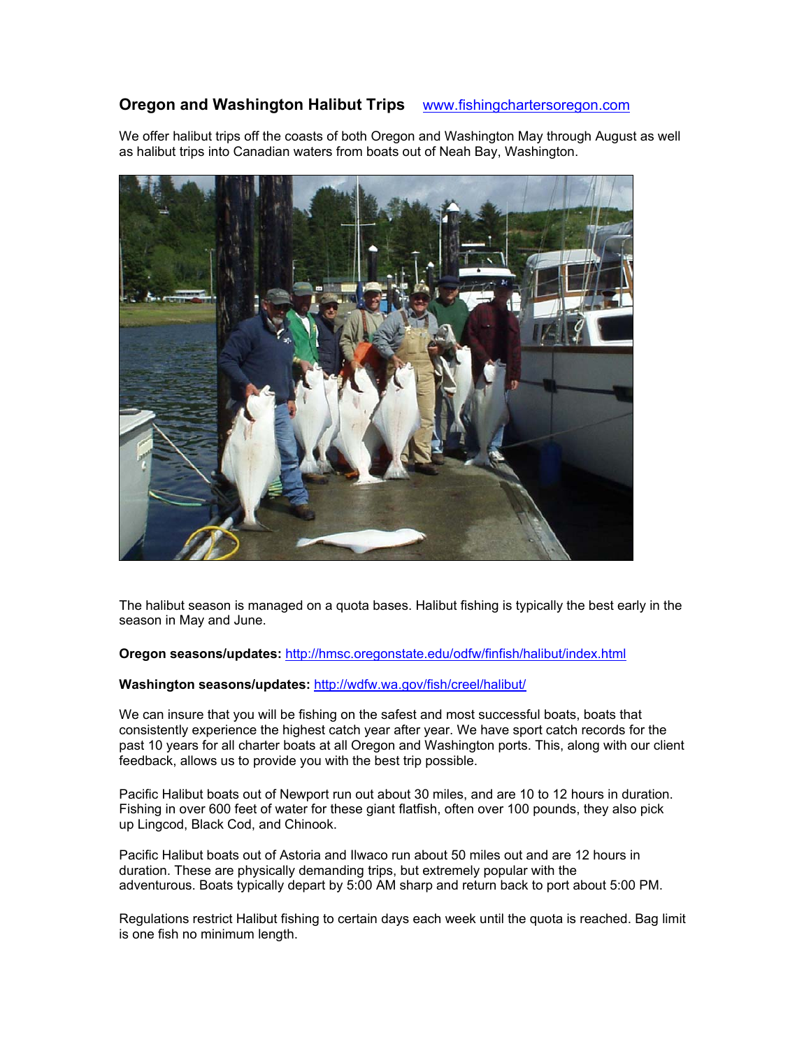# Oregon and Washington Halibut Trips [www.fishingchartersoregon.com](http://www.fishingchartersoregon.com)

We offer halibut trips off the coasts of both Oregon and Washington May through August as well as halibut trips into Canadian waters from boats out of Neah Bay, Washington.

The halibut season is managed on a quota bases. Halibut fishing is typically the best early in the season in May and June.

**Oregon seasons/updates:** [http://hmsc.oregonstate.edu/odfw/finfish/halibut/index.html](http://hmsc.oregonstate.edu/odfw/finfish/halibut/index.html)

**Washington seasons/updates:** [http://wdfw.wa.gov/fish/creel/halibut/](http://wdfw.wa.gov/fish/creel/halibut/)

We can insure that you will be fishing on the safest and most successful boats, boats that consistently experience the highest catch year after year. We have sport catch records for the past 10 years for all charter boats at all Oregon and Washington ports. This, along with our client feedback, allows us to provide you with the best trip possible.

Pacific Halibut boats out of Newport run out about 30 miles, and are 10 to 12 hours in duration. Fishing in over 600 feet of water for these giant flatfish, often over 100 pounds, they also pick up Lingcod, Black Cod, and Chinook.

Pacific Halibut boats out of Astoria and Ilwaco run about 50 miles out and are 12 hours in duration. These are physically demanding trips, but extremely popular with the adventurous. Boats typically depart by 5:00 AM sharp and return back to port about 5:00 PM.

Regulations restrict Halibut fishing to certain days each week until the quota is reached. Bag limit is one fish no minimum length.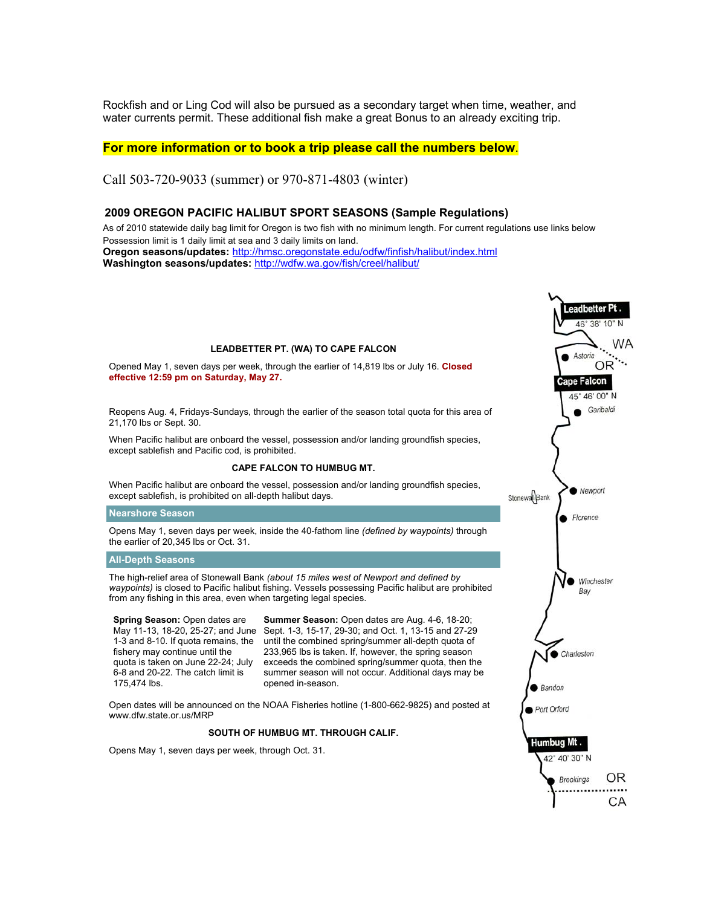Rockfish and or Ling Cod will also be pursued as a secondary target when time, weather, and water currents permit. These additional fish make a great Bonus to an already exciting trip.

**For more information or to book a trip please call the numbers below.**

Call 503-720-9033 (summer) or 970-871-4803 (winter)

## 2009 OREGON PACIFIC HALIBUT SPORT SEASONS (Sample Regulations)

As of 2010 statewide daily bag limit for Oregon is two fish with no minimum length. For current regulations use links below

Possession limit is 1 daily limit at sea and 3 daily limits on land.

**Oregon seasons/updates:** http://hmsc.oregonstate.edu/odfw/finfish/halibut/index.html

**Washington seasons/updates:** http://wdfw.wa.gov/fish/creel/halibut/

### LEADBETTER PT. (WA) TO CAPE FALCON

Opened May 1, seven days per week, through the earlier of 14,819 lbs or July 16. **Closed effective 12:59 pm on Saturday, May 27.**

Reopens Aug. 4, Fridays-Sundays, through the earlier of the season total quota for this area of 21,170 lbs or Sept. 30.

When Pacific halibut are onboard the vessel, possession and/or landing groundfish species, except sablefish and Pacific cod, is prohibited.

### CAPE FALCON TO HUMBUG MT.

When Pacific halibut are onboard the vessel, possession and/or landing groundfish species, except sablefish, is prohibited on all-depth halibut days.

#### Nearshore Season

Opens May 1, seven days per week, inside the 40-fathom line *(defined by waypoints)* through the earlier of 20,345 lbs or Oct. 31.

#### All-Depth Seasons

The high-relief area of Stonewall Bank *(about 15 miles west of Newport and defined by waypoints)* is closed to Pacific halibut fishing. Vessels possessing Pacific halibut are prohibited from any fishing in this area, even when targeting legal species.

**Spring Season:** Open dates are May 11-13, 18-20, 25-27; and June 1-3 and 8-10. If quota remains, the fishery may continue until the quota is taken on June 22-24; July 6-8 and 20-22. The catch limit is 175,474 lbs.

**Summer Season:** Open dates are Aug. 4-6, 18-20; Sept. 1-3, 15-17, 29-30; and Oct. 1, 13-15 and 27-29 until the combined spring/summer all-depth quota of 233,965 lbs is taken. If, however, the spring season exceeds the combined spring/summer quota, then the summer season will not occur. Additional days may be opened in-season.

Open dates will be announced on the NOAA Fisheries hotline (1-800-662-9825) and posted at www.dfw.state.or.us/MRP

### SOUTH OF HUMBUG MT. THROUGH CALIF.

Opens May 1, seven days per week, through Oct. 31.

Leadbetter Pt. 46° 38' 10" N
WA
Astoria
OR
Cape Falcon 45° 46' 00" N
Garibaldi
Stonewall Bank
Newport
Florence
Winchester Bay
Charleston
Bandon
Port Orford
Humbug Mt. 42° 40' 30" N
Brookings
OR
CA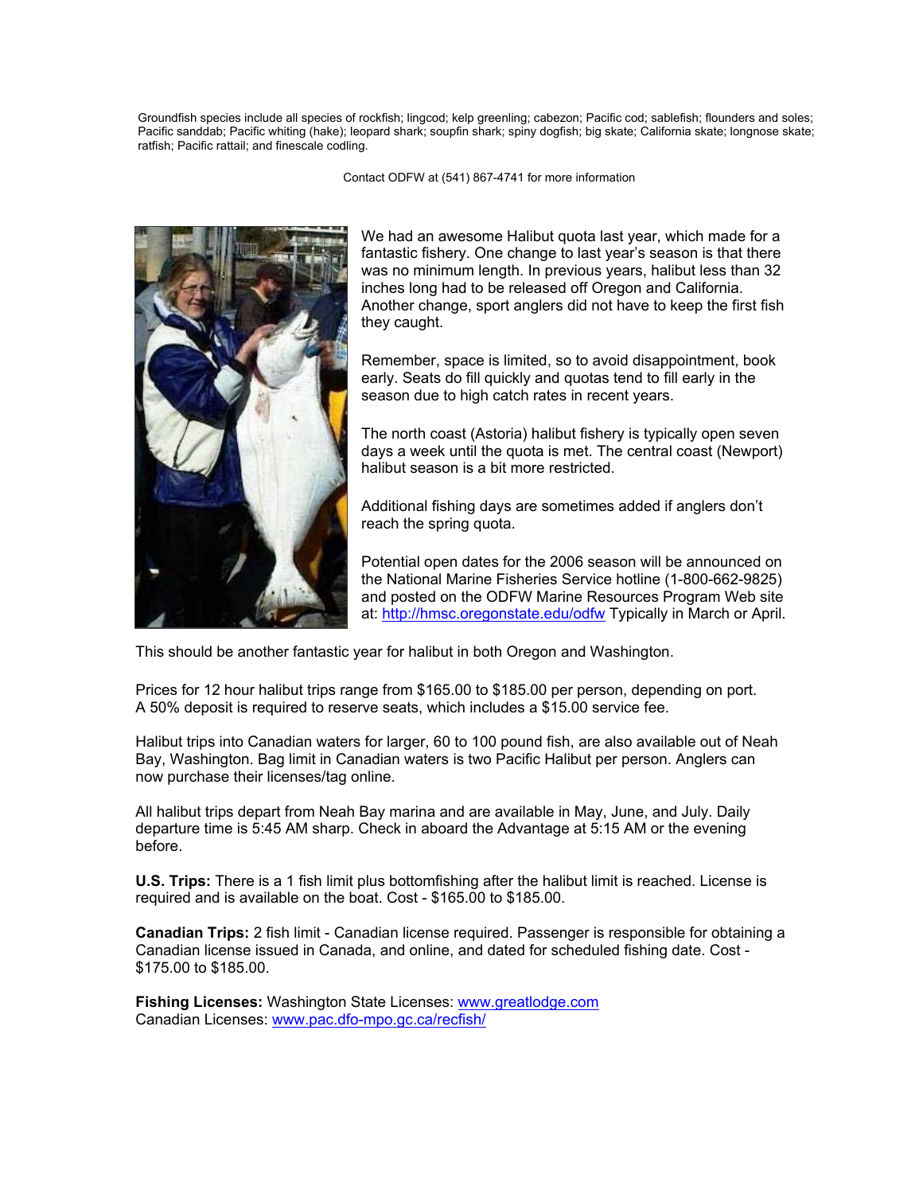Groundfish species include all species of rockfish; lingcod; kelp greenling; cabezon; Pacific cod; sablefish; flounders and soles; Pacific sanddab; Pacific whiting (hake); leopard shark; soupfin shark; spiny dogfish; big skate; California skate; longnose skate; ratfish; Pacific rattail; and finescale codling.

Contact ODFW at (541) 867-4741 for more information

We had an awesome Halibut quota last year, which made for a fantastic fishery. One change to last year's season is that there was no minimum length. In previous years, halibut less than 32 inches long had to be released off Oregon and California. Another change, sport anglers did not have to keep the first fish they caught.

Remember, space is limited, so to avoid disappointment, book early. Seats do fill quickly and quotas tend to fill early in the season due to high catch rates in recent years.

The north coast (Astoria) halibut fishery is typically open seven days a week until the quota is met. The central coast (Newport) halibut season is a bit more restricted.

Additional fishing days are sometimes added if anglers don't reach the spring quota.

Potential open dates for the 2006 season will be announced on the National Marine Fisheries Service hotline (1-800-662-9825) and posted on the ODFW Marine Resources Program Web site at: http://hmsc.oregonstate.edu/odfw Typically in March or April.

This should be another fantastic year for halibut in both Oregon and Washington.

Prices for 12 hour halibut trips range from $165.00 to $185.00 per person, depending on port. A 50% deposit is required to reserve seats, which includes a $15.00 service fee.

Halibut trips into Canadian waters for larger, 60 to 100 pound fish, are also available out of Neah Bay, Washington. Bag limit in Canadian waters is two Pacific Halibut per person. Anglers can now purchase their licenses/tag online.

All halibut trips depart from Neah Bay marina and are available in May, June, and July. Daily departure time is 5:45 AM sharp. Check in aboard the Advantage at 5:15 AM or the evening before.

**U.S. Trips:** There is a 1 fish limit plus bottomfishing after the halibut limit is reached. License is required and is available on the boat. Cost - $165.00 to $185.00.

**Canadian Trips:** 2 fish limit - Canadian license required. Passenger is responsible for obtaining a Canadian license issued in Canada, and online, and dated for scheduled fishing date. Cost - $175.00 to $185.00.

**Fishing Licenses:** Washington State Licenses: www.greatlodge.com
Canadian Licenses: www.pac.dfo-mpo.gc.ca/recfish/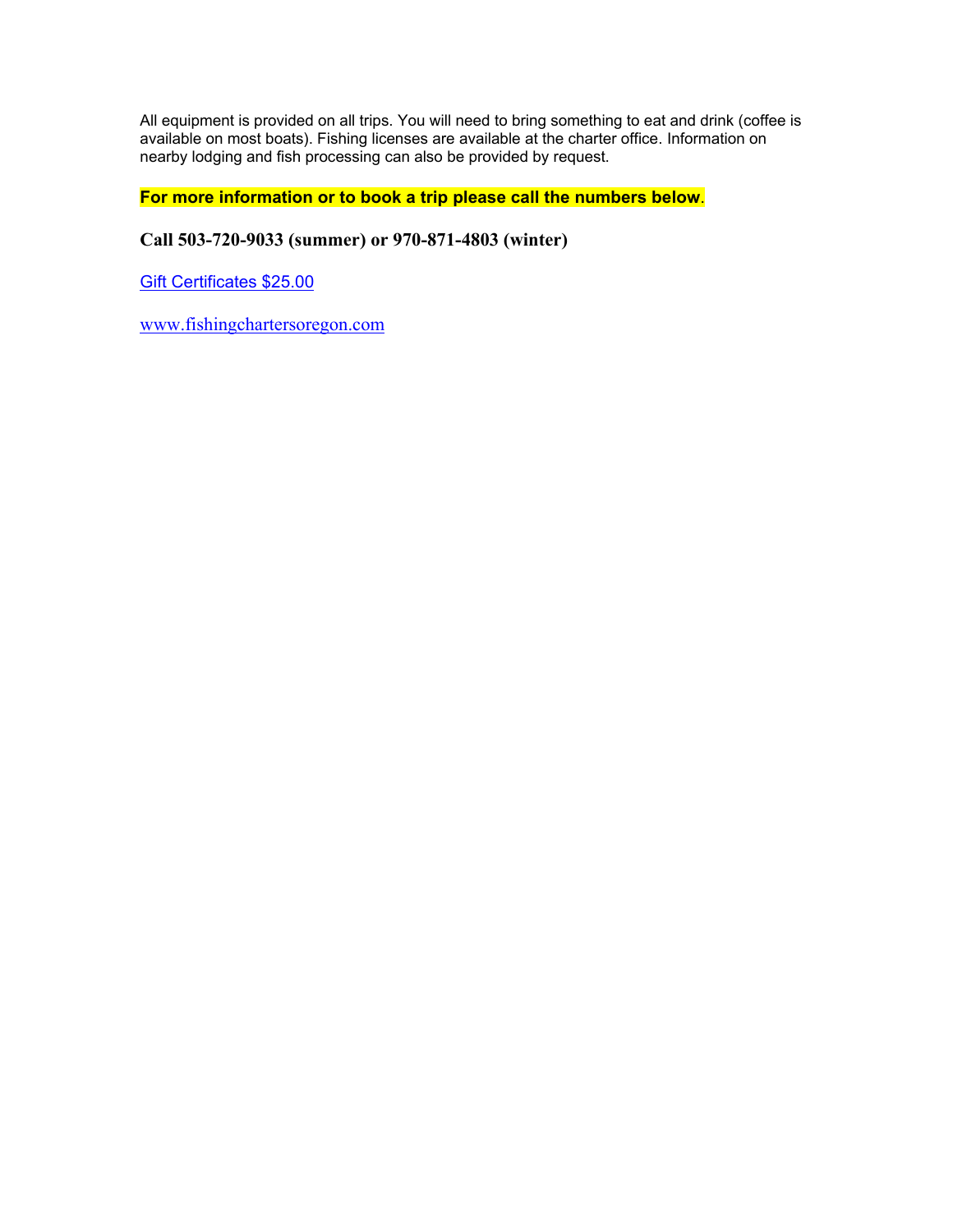All equipment is provided on all trips. You will need to bring something to eat and drink (coffee is available on most boats). Fishing licenses are available at the charter office. Information on nearby lodging and fish processing can also be provided by request.

**For more information or to book a trip please call the numbers below**.

**Call 503-720-9033 (summer) or 970-871-4803 (winter)**

Gift Certificates $25.00

www.fishingchartersoregon.com